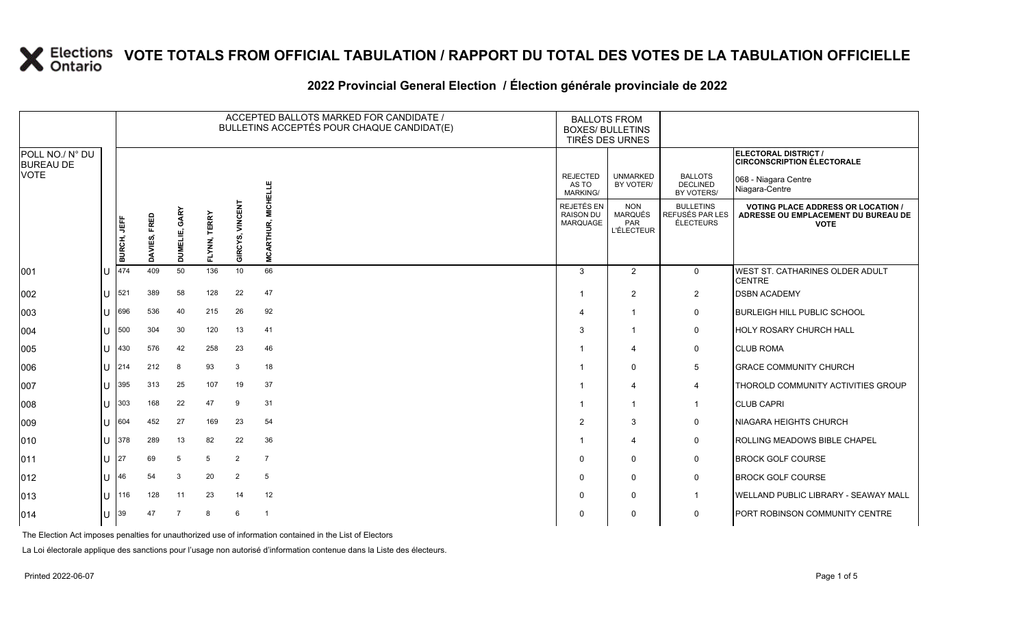# VOTE TOTALS FROM OFFICIAL TABULATION / RAPPORT DU TOTAL DES VOTES DE LA TABULATION OFFICIELLE

## 2022 Provincial General Election / Élection générale provinciale de 2022

**ELECTORAL DISTRICT / CIRCONSCRIPTION ÉLECTORALE:** 068 - Niagara Centre / Niagara-Centre

| POLL NO./ N° DU BUREAU DE VOTE | | ACCEPTED BALLOTS MARKED FOR CANDIDATE / BULLETINS ACCEPTÉS POUR CHAQUE CANDIDAT(E) | | | | | | BALLOTS FROM BOXES/ BULLETINS TIRÉS DES URNES | | | |
|---|---|---|---|---|---|---|---|---|---|---|---|
| | | BURCH, JEFF | DAVIES, FRED | DUMELIE, GARY | FLYNN, TERRY | GIRCYS, VINCENT | MCARTHUR, MICHELLE | REJECTED AS TO MARKING/ REJETÉS EN RAISON DU MARQUAGE | UNMARKED BY VOTER/ NON MARQUÉS PAR L'ÉLECTEUR | BALLOTS DECLINED BY VOTERS/ BULLETINS REFUSÉS PAR LES ÉLECTEURS | VOTING PLACE ADDRESS OR LOCATION / ADRESSE OU EMPLACEMENT DU BUREAU DE VOTE |
| 001 | U | 474 | 409 | 50 | 136 | 10 | 66 | 3 | 2 | 0 | WEST ST. CATHARINES OLDER ADULT CENTRE |
| 002 | U | 521 | 389 | 58 | 128 | 22 | 47 | 1 | 2 | 2 | DSBN ACADEMY |
| 003 | U | 696 | 536 | 40 | 215 | 26 | 92 | 4 | 1 | 0 | BURLEIGH HILL PUBLIC SCHOOL |
| 004 | U | 500 | 304 | 30 | 120 | 13 | 41 | 3 | 1 | 0 | HOLY ROSARY CHURCH HALL |
| 005 | U | 430 | 576 | 42 | 258 | 23 | 46 | 1 | 4 | 0 | CLUB ROMA |
| 006 | U | 214 | 212 | 8 | 93 | 3 | 18 | 1 | 0 | 5 | GRACE COMMUNITY CHURCH |
| 007 | U | 395 | 313 | 25 | 107 | 19 | 37 | 1 | 4 | 4 | THOROLD COMMUNITY ACTIVITIES GROUP |
| 008 | U | 303 | 168 | 22 | 47 | 9 | 31 | 1 | 1 | 1 | CLUB CAPRI |
| 009 | U | 604 | 452 | 27 | 169 | 23 | 54 | 2 | 3 | 0 | NIAGARA HEIGHTS CHURCH |
| 010 | U | 378 | 289 | 13 | 82 | 22 | 36 | 1 | 4 | 0 | ROLLING MEADOWS BIBLE CHAPEL |
| 011 | U | 27 | 69 | 5 | 5 | 2 | 7 | 0 | 0 | 0 | BROCK GOLF COURSE |
| 012 | U | 46 | 54 | 3 | 20 | 2 | 5 | 0 | 0 | 0 | BROCK GOLF COURSE |
| 013 | U | 116 | 128 | 11 | 23 | 14 | 12 | 0 | 0 | 1 | WELLAND PUBLIC LIBRARY - SEAWAY MALL |
| 014 | U | 39 | 47 | 7 | 8 | 6 | 1 | 0 | 0 | 0 | PORT ROBINSON COMMUNITY CENTRE |

The Election Act imposes penalties for unauthorized use of information contained in the List of Electors

La Loi électorale applique des sanctions pour l'usage non autorisé d'information contenue dans la Liste des électeurs.

Printed 2022-06-07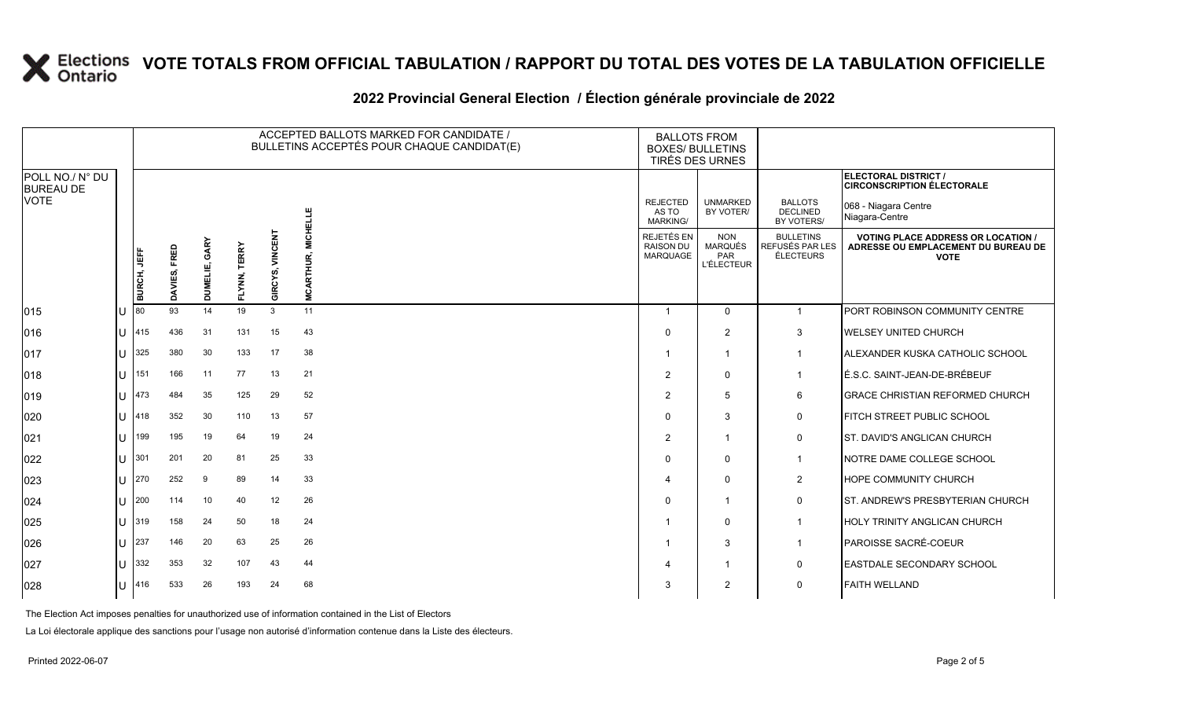# VOTE TOTALS FROM OFFICIAL TABULATION / RAPPORT DU TOTAL DES VOTES DE LA TABULATION OFFICIELLE

## 2022 Provincial General Election / Élection générale provinciale de 2022

ELECTORAL DISTRICT / CIRCONSCRIPTION ÉLECTORALE: 068 - Niagara Centre / Niagara-Centre

| POLL NO./ N° DU BUREAU DE VOTE | | ACCEPTED BALLOTS MARKED FOR CANDIDATE / BULLETINS ACCEPTÉS POUR CHAQUE CANDIDAT(E) | | | | | | BALLOTS FROM BOXES/ BULLETINS TIRÉS DES URNES | | | VOTING PLACE ADDRESS OR LOCATION / ADRESSE OU EMPLACEMENT DU BUREAU DE VOTE |
|---|---|---|---|---|---|---|---|---|---|---|---|
| | | BURCH, JEFF | DAVIES, FRED | DUMELIE, GARY | FLYNN, TERRY | GIRCYS, VINCENT | MCARTHUR, MICHELLE | REJECTED AS TO MARKING/ REJETÉS EN RAISON DU MARQUAGE | UNMARKED BY VOTER/ NON MARQUÉS PAR L'ÉLECTEUR | BALLOTS DECLINED BY VOTERS/ BULLETINS REFUSÉS PAR LES ÉLECTEURS | |
| 015 | U | 80 | 93 | 14 | 19 | 3 | 11 | 1 | 0 | 1 | PORT ROBINSON COMMUNITY CENTRE |
| 016 | U | 415 | 436 | 31 | 131 | 15 | 43 | 0 | 2 | 3 | WELSEY UNITED CHURCH |
| 017 | U | 325 | 380 | 30 | 133 | 17 | 38 | 1 | 1 | 1 | ALEXANDER KUSKA CATHOLIC SCHOOL |
| 018 | U | 151 | 166 | 11 | 77 | 13 | 21 | 2 | 0 | 1 | É.S.C. SAINT-JEAN-DE-BRÉBEUF |
| 019 | U | 473 | 484 | 35 | 125 | 29 | 52 | 2 | 5 | 6 | GRACE CHRISTIAN REFORMED CHURCH |
| 020 | U | 418 | 352 | 30 | 110 | 13 | 57 | 0 | 3 | 0 | FITCH STREET PUBLIC SCHOOL |
| 021 | U | 199 | 195 | 19 | 64 | 19 | 24 | 2 | 1 | 0 | ST. DAVID'S ANGLICAN CHURCH |
| 022 | U | 301 | 201 | 20 | 81 | 25 | 33 | 0 | 0 | 1 | NOTRE DAME COLLEGE SCHOOL |
| 023 | U | 270 | 252 | 9 | 89 | 14 | 33 | 4 | 0 | 2 | HOPE COMMUNITY CHURCH |
| 024 | U | 200 | 114 | 10 | 40 | 12 | 26 | 0 | 1 | 0 | ST. ANDREW'S PRESBYTERIAN CHURCH |
| 025 | U | 319 | 158 | 24 | 50 | 18 | 24 | 1 | 0 | 1 | HOLY TRINITY ANGLICAN CHURCH |
| 026 | U | 237 | 146 | 20 | 63 | 25 | 26 | 1 | 3 | 1 | PAROISSE SACRÉ-COEUR |
| 027 | U | 332 | 353 | 32 | 107 | 43 | 44 | 4 | 1 | 0 | EASTDALE SECONDARY SCHOOL |
| 028 | U | 416 | 533 | 26 | 193 | 24 | 68 | 3 | 2 | 0 | FAITH WELLAND |

The Election Act imposes penalties for unauthorized use of information contained in the List of Electors

La Loi électorale applique des sanctions pour l'usage non autorisé d'information contenue dans la Liste des électeurs.

Printed 2022-06-07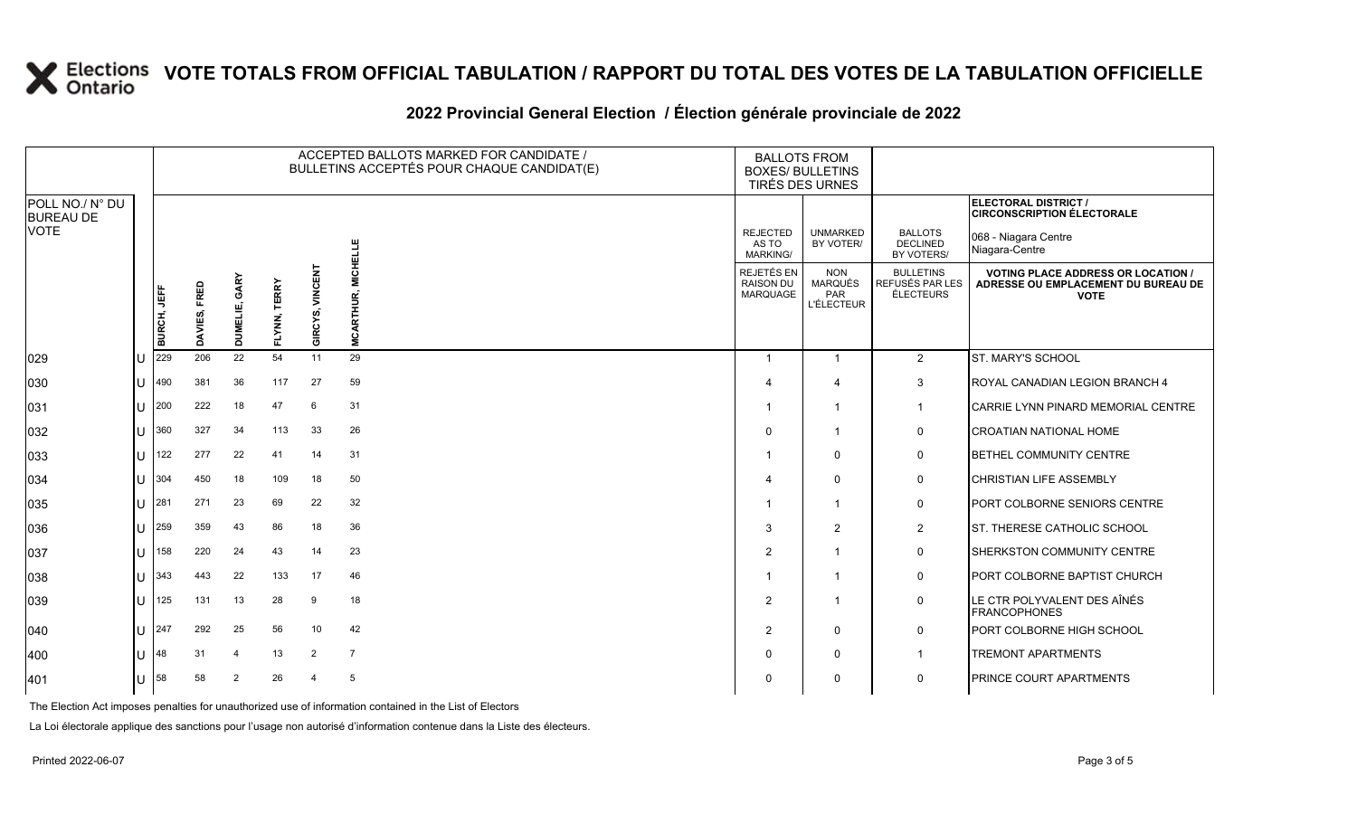# VOTE TOTALS FROM OFFICIAL TABULATION / RAPPORT DU TOTAL DES VOTES DE LA TABULATION OFFICIELLE

## 2022 Provincial General Election / Élection générale provinciale de 2022

**ELECTORAL DISTRICT / CIRCONSCRIPTION ÉLECTORALE:** 068 - Niagara Centre / Niagara-Centre

| POLL NO./ N° DU BUREAU DE VOTE | | ACCEPTED BALLOTS MARKED FOR CANDIDATE / BULLETINS ACCEPTÉS POUR CHAQUE CANDIDAT(E) | | | | | | BALLOTS FROM BOXES/ BULLETINS TIRÉS DES URNES | | | |
|---|---|---|---|---|---|---|---|---|---|---|---|
| | | BURCH, JEFF | DAVIES, FRED | DUMELIE, GARY | FLYNN, TERRY | GIRCYS, VINCENT | MCARTHUR, MICHELLE | REJECTED AS TO MARKING/ REJETÉS EN RAISON DU MARQUAGE | UNMARKED BY VOTER/ NON MARQUÉS PAR L'ÉLECTEUR | BALLOTS DECLINED BY VOTERS/ BULLETINS REFUSÉS PAR LES ÉLECTEURS | VOTING PLACE ADDRESS OR LOCATION / ADRESSE OU EMPLACEMENT DU BUREAU DE VOTE |
| 029 | U | 229 | 206 | 22 | 54 | 11 | 29 | 1 | 1 | 2 | ST. MARY'S SCHOOL |
| 030 | U | 490 | 381 | 36 | 117 | 27 | 59 | 4 | 4 | 3 | ROYAL CANADIAN LEGION BRANCH 4 |
| 031 | U | 200 | 222 | 18 | 47 | 6 | 31 | 1 | 1 | 1 | CARRIE LYNN PINARD MEMORIAL CENTRE |
| 032 | U | 360 | 327 | 34 | 113 | 33 | 26 | 0 | 1 | 0 | CROATIAN NATIONAL HOME |
| 033 | U | 122 | 277 | 22 | 41 | 14 | 31 | 1 | 0 | 0 | BETHEL COMMUNITY CENTRE |
| 034 | U | 304 | 450 | 18 | 109 | 18 | 50 | 4 | 0 | 0 | CHRISTIAN LIFE ASSEMBLY |
| 035 | U | 281 | 271 | 23 | 69 | 22 | 32 | 1 | 1 | 0 | PORT COLBORNE SENIORS CENTRE |
| 036 | U | 259 | 359 | 43 | 86 | 18 | 36 | 3 | 2 | 2 | ST. THERESE CATHOLIC SCHOOL |
| 037 | U | 158 | 220 | 24 | 43 | 14 | 23 | 2 | 1 | 0 | SHERKSTON COMMUNITY CENTRE |
| 038 | U | 343 | 443 | 22 | 133 | 17 | 46 | 1 | 1 | 0 | PORT COLBORNE BAPTIST CHURCH |
| 039 | U | 125 | 131 | 13 | 28 | 9 | 18 | 2 | 1 | 0 | LE CTR POLYVALENT DES AÎNÉS FRANCOPHONES |
| 040 | U | 247 | 292 | 25 | 56 | 10 | 42 | 2 | 0 | 0 | PORT COLBORNE HIGH SCHOOL |
| 400 | U | 48 | 31 | 4 | 13 | 2 | 7 | 0 | 0 | 1 | TREMONT APARTMENTS |
| 401 | U | 58 | 58 | 2 | 26 | 4 | 5 | 0 | 0 | 0 | PRINCE COURT APARTMENTS |

The Election Act imposes penalties for unauthorized use of information contained in the List of Electors

La Loi électorale applique des sanctions pour l'usage non autorisé d'information contenue dans la Liste des électeurs.

Printed 2022-06-07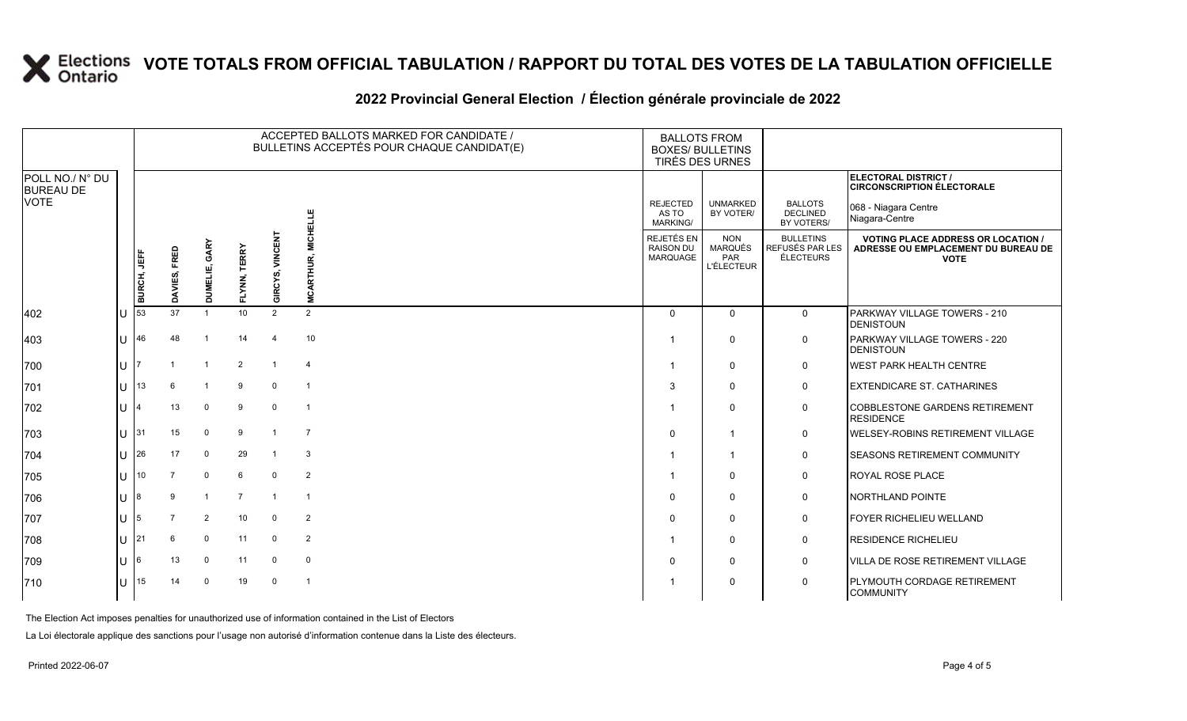# VOTE TOTALS FROM OFFICIAL TABULATION / RAPPORT DU TOTAL DES VOTES DE LA TABULATION OFFICIELLE

## 2022 Provincial General Election / Élection générale provinciale de 2022

ELECTORAL DISTRICT / CIRCONSCRIPTION ÉLECTORALE: 068 - Niagara Centre / Niagara-Centre

| POLL NO./ N° DU BUREAU DE VOTE | | ACCEPTED BALLOTS MARKED FOR CANDIDATE / BULLETINS ACCEPTÉS POUR CHAQUE CANDIDAT(E) | | | | | | BALLOTS FROM BOXES/ BULLETINS TIRÉS DES URNES | | | |
|---|---|---|---|---|---|---|---|---|---|---|---|
| | | BURCH, JEFF | DAVIES, FRED | DUMELIE, GARY | FLYNN, TERRY | GIRCYS, VINCENT | MCARTHUR, MICHELLE | REJECTED AS TO MARKING/ REJETÉS EN RAISON DU MARQUAGE | UNMARKED BY VOTER/ NON MARQUÉS PAR L'ÉLECTEUR | BALLOTS DECLINED BY VOTERS/ BULLETINS REFUSÉS PAR LES ÉLECTEURS | VOTING PLACE ADDRESS OR LOCATION / ADRESSE OU EMPLACEMENT DU BUREAU DE VOTE |
| 402 | U | 53 | 37 | 1 | 10 | 2 | 2 | 0 | 0 | 0 | PARKWAY VILLAGE TOWERS - 210 DENISTOUN |
| 403 | U | 46 | 48 | 1 | 14 | 4 | 10 | 1 | 0 | 0 | PARKWAY VILLAGE TOWERS - 220 DENISTOUN |
| 700 | U | 7 | 1 | 1 | 2 | 1 | 4 | 1 | 0 | 0 | WEST PARK HEALTH CENTRE |
| 701 | U | 13 | 6 | 1 | 9 | 0 | 1 | 3 | 0 | 0 | EXTENDICARE ST. CATHARINES |
| 702 | U | 4 | 13 | 0 | 9 | 0 | 1 | 1 | 0 | 0 | COBBLESTONE GARDENS RETIREMENT RESIDENCE |
| 703 | U | 31 | 15 | 0 | 9 | 1 | 7 | 0 | 1 | 0 | WELSEY-ROBINS RETIREMENT VILLAGE |
| 704 | U | 26 | 17 | 0 | 29 | 1 | 3 | 1 | 1 | 0 | SEASONS RETIREMENT COMMUNITY |
| 705 | U | 10 | 7 | 0 | 6 | 0 | 2 | 1 | 0 | 0 | ROYAL ROSE PLACE |
| 706 | U | 8 | 9 | 1 | 7 | 1 | 1 | 0 | 0 | 0 | NORTHLAND POINTE |
| 707 | U | 5 | 7 | 2 | 10 | 0 | 2 | 0 | 0 | 0 | FOYER RICHELIEU WELLAND |
| 708 | U | 21 | 6 | 0 | 11 | 0 | 2 | 1 | 0 | 0 | RESIDENCE RICHELIEU |
| 709 | U | 6 | 13 | 0 | 11 | 0 | 0 | 0 | 0 | 0 | VILLA DE ROSE RETIREMENT VILLAGE |
| 710 | U | 15 | 14 | 0 | 19 | 0 | 1 | 1 | 0 | 0 | PLYMOUTH CORDAGE RETIREMENT COMMUNITY |

The Election Act imposes penalties for unauthorized use of information contained in the List of Electors

La Loi électorale applique des sanctions pour l'usage non autorisé d'information contenue dans la Liste des électeurs.

Printed 2022-06-07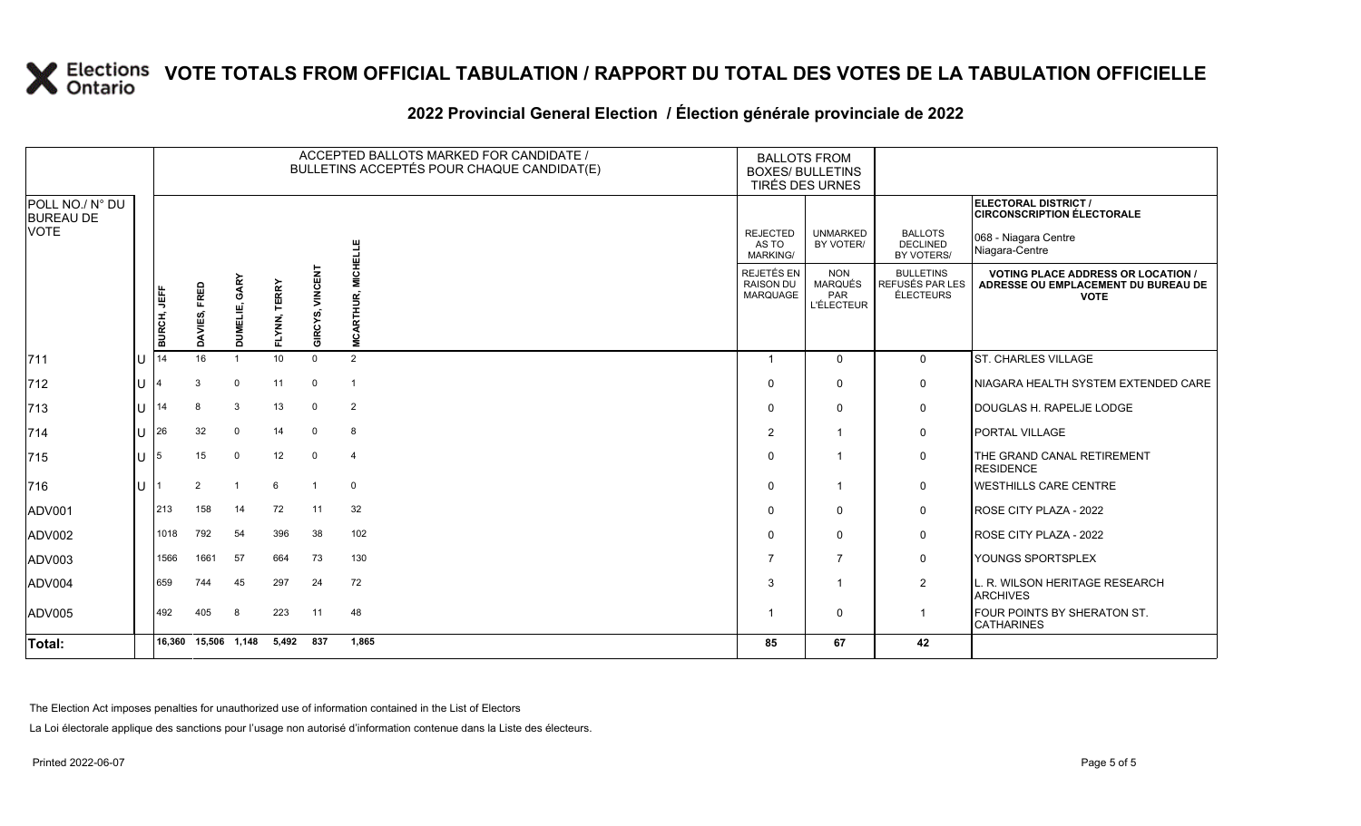# VOTE TOTALS FROM OFFICIAL TABULATION / RAPPORT DU TOTAL DES VOTES DE LA TABULATION OFFICIELLE

## 2022 Provincial General Election / Élection générale provinciale de 2022

| POLL NO./ N° DU BUREAU DE VOTE | | ACCEPTED BALLOTS MARKED FOR CANDIDATE / BULLETINS ACCEPTÉS POUR CHAQUE CANDIDAT(E) | | | | | | BALLOTS FROM BOXES/ BULLETINS TIRÉS DES URNES | | | ELECTORAL DISTRICT / CIRCONSCRIPTION ÉLECTORALE 068 - Niagara Centre Niagara-Centre |
|---|---|---|---|---|---|---|---|---|---|---|---|
| | | BURCH, JEFF | DAVIES, FRED | DUMELIE, GARY | FLYNN, TERRY | GIRCYS, VINCENT | MCARTHUR, MICHELLE | REJECTED AS TO MARKING/ REJETÉS EN RAISON DU MARQUAGE | UNMARKED BY VOTER/ NON MARQUÉS PAR L'ÉLECTEUR | BALLOTS DECLINED BY VOTERS/ BULLETINS REFUSÉS PAR LES ÉLECTEURS | VOTING PLACE ADDRESS OR LOCATION / ADRESSE OU EMPLACEMENT DU BUREAU DE VOTE |
| 711 | U | 14 | 16 | 1 | 10 | 0 | 2 | 1 | 0 | 0 | ST. CHARLES VILLAGE |
| 712 | U | 4 | 3 | 0 | 11 | 0 | 1 | 0 | 0 | 0 | NIAGARA HEALTH SYSTEM EXTENDED CARE |
| 713 | U | 14 | 8 | 3 | 13 | 0 | 2 | 0 | 0 | 0 | DOUGLAS H. RAPELJE LODGE |
| 714 | U | 26 | 32 | 0 | 14 | 0 | 8 | 2 | 1 | 0 | PORTAL VILLAGE |
| 715 | U | 5 | 15 | 0 | 12 | 0 | 4 | 0 | 1 | 0 | THE GRAND CANAL RETIREMENT RESIDENCE |
| 716 | U | 1 | 2 | 1 | 6 | 1 | 0 | 0 | 1 | 0 | WESTHILLS CARE CENTRE |
| ADV001 | | 213 | 158 | 14 | 72 | 11 | 32 | 0 | 0 | 0 | ROSE CITY PLAZA - 2022 |
| ADV002 | | 1018 | 792 | 54 | 396 | 38 | 102 | 0 | 0 | 0 | ROSE CITY PLAZA - 2022 |
| ADV003 | | 1566 | 1661 | 57 | 664 | 73 | 130 | 7 | 7 | 0 | YOUNGS SPORTSPLEX |
| ADV004 | | 659 | 744 | 45 | 297 | 24 | 72 | 3 | 1 | 2 | L. R. WILSON HERITAGE RESEARCH ARCHIVES |
| ADV005 | | 492 | 405 | 8 | 223 | 11 | 48 | 1 | 0 | 1 | FOUR POINTS BY SHERATON ST. CATHARINES |
| **Total:** | | **16,360** | **15,506** | **1,148** | **5,492** | **837** | **1,865** | **85** | **67** | **42** | |

The Election Act imposes penalties for unauthorized use of information contained in the List of Electors

La Loi électorale applique des sanctions pour l'usage non autorisé d'information contenue dans la Liste des électeurs.

Printed 2022-06-07